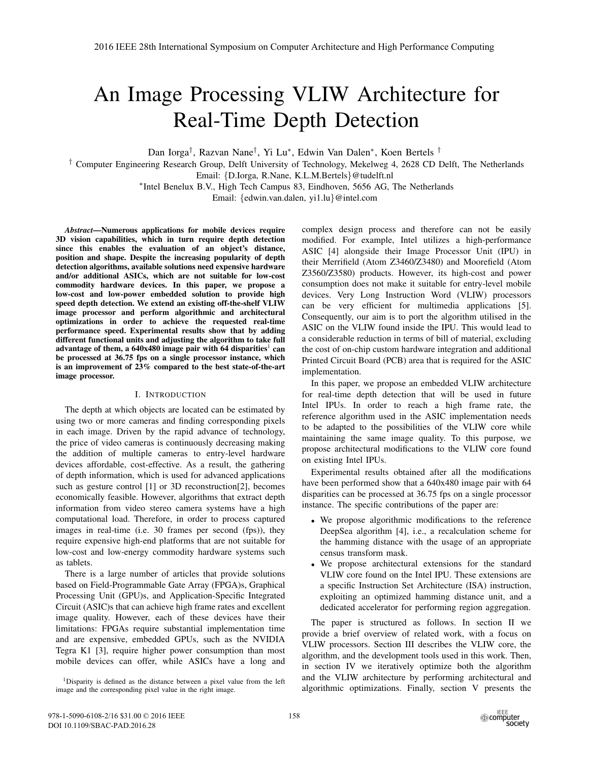# An Image Processing VLIW Architecture for Real-Time Depth Detection

Dan Iorga[†], Razvan Nane[†], Yi Lu[*], Edwin Van Dalen[*], Koen Bertels [†]

[†] Computer Engineering Research Group, Delft University of Technology, Mekelweg 4, 2628 CD Delft, The Netherlands
Email: {D.Iorga, R.Nane, K.L.M.Bertels}@tudelft.nl

[*]Intel Benelux B.V., High Tech Campus 83, Eindhoven, 5656 AG, The Netherlands
Email: {edwin.van.dalen, yi1.lu}@intel.com

***Abstract*—Numerous applications for mobile devices require 3D vision capabilities, which in turn require depth detection since this enables the evaluation of an object's distance, position and shape. Despite the increasing popularity of depth detection algorithms, available solutions need expensive hardware and/or additional ASICs, which are not suitable for low-cost commodity hardware devices. In this paper, we propose a low-cost and low-power embedded solution to provide high speed depth detection. We extend an existing off-the-shelf VLIW image processor and perform algorithmic and architectural optimizations in order to achieve the requested real-time performance speed. Experimental results show that by adding different functional units and adjusting the algorithm to take full advantage of them, a 640x480 image pair with 64 disparities[1] can be processed at 36.75 fps on a single processor instance, which is an improvement of 23% compared to the best state-of-the-art image processor.**

## I. Introduction

The depth at which objects are located can be estimated by using two or more cameras and finding corresponding pixels in each image. Driven by the rapid advance of technology, the price of video cameras is continuously decreasing making the addition of multiple cameras to entry-level hardware devices affordable, cost-effective. As a result, the gathering of depth information, which is used for advanced applications such as gesture control [1] or 3D reconstruction[2], becomes economically feasible. However, algorithms that extract depth information from video stereo camera systems have a high computational load. Therefore, in order to process captured images in real-time (i.e. 30 frames per second (fps)), they require expensive high-end platforms that are not suitable for low-cost and low-energy commodity hardware systems such as tablets.

There is a large number of articles that provide solutions based on Field-Programmable Gate Array (FPGA)s, Graphical Processing Unit (GPU)s, and Application-Specific Integrated Circuit (ASIC)s that can achieve high frame rates and excellent image quality. However, each of these devices have their limitations: FPGAs require substantial implementation time and are expensive, embedded GPUs, such as the NVIDIA Tegra K1 [3], require higher power consumption than most mobile devices can offer, while ASICs have a long and complex design process and therefore can not be easily modified. For example, Intel utilizes a high-performance ASIC [4] alongside their Image Processor Unit (IPU) in their Merrifield (Atom Z3460/Z3480) and Moorefield (Atom Z3560/Z3580) products. However, its high-cost and power consumption does not make it suitable for entry-level mobile devices. Very Long Instruction Word (VLIW) processors can be very efficient for multimedia applications [5]. Consequently, our aim is to port the algorithm utilised in the ASIC on the VLIW found inside the IPU. This would lead to a considerable reduction in terms of bill of material, excluding the cost of on-chip custom hardware integration and additional Printed Circuit Board (PCB) area that is required for the ASIC implementation.

In this paper, we propose an embedded VLIW architecture for real-time depth detection that will be used in future Intel IPUs. In order to reach a high frame rate, the reference algorithm used in the ASIC implementation needs to be adapted to the possibilities of the VLIW core while maintaining the same image quality. To this purpose, we propose architectural modifications to the VLIW core found on existing Intel IPUs.

Experimental results obtained after all the modifications have been performed show that a 640x480 image pair with 64 disparities can be processed at 36.75 fps on a single processor instance. The specific contributions of the paper are:

- We propose algorithmic modifications to the reference DeepSea algorithm [4], i.e., a recalculation scheme for the hamming distance with the usage of an appropriate census transform mask.
- We propose architectural extensions for the standard VLIW core found on the Intel IPU. These extensions are a specific Instruction Set Architecture (ISA) instruction, exploiting an optimized hamming distance unit, and a dedicated accelerator for performing region aggregation.

The paper is structured as follows. In section II we provide a brief overview of related work, with a focus on VLIW processors. Section III describes the VLIW core, the algorithm, and the development tools used in this work. Then, in section IV we iteratively optimize both the algorithm and the VLIW architecture by performing architectural and algorithmic optimizations. Finally, section V presents the

[1]Disparity is defined as the distance between a pixel value from the left image and the corresponding pixel value in the right image.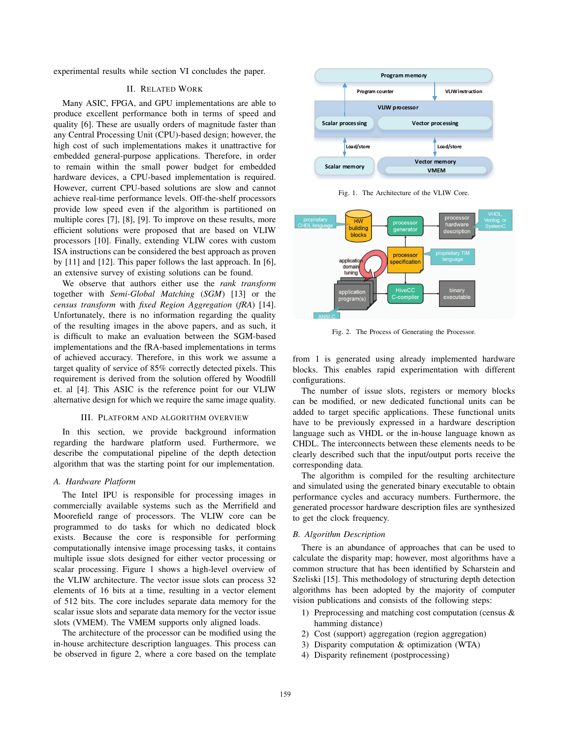experimental results while section VI concludes the paper.

## II. Related Work

Many ASIC, FPGA, and GPU implementations are able to produce excellent performance both in terms of speed and quality [6]. These are usually orders of magnitude faster than any Central Processing Unit (CPU)-based design; however, the high cost of such implementations makes it unattractive for embedded general-purpose applications. Therefore, in order to remain within the small power budget for embedded hardware devices, a CPU-based implementation is required. However, current CPU-based solutions are slow and cannot achieve real-time performance levels. Off-the-shelf processors provide low speed even if the algorithm is partitioned on multiple cores [7], [8], [9]. To improve on these results, more efficient solutions were proposed that are based on VLIW processors [10]. Finally, extending VLIW cores with custom ISA instructions can be considered the best approach as proven by [11] and [12]. This paper follows the last approach. In [6], an extensive survey of existing solutions can be found.

We observe that authors either use the *rank transform* together with *Semi-Global Matching* (*SGM*) [13] or the *census transform* with *fixed Region Aggregation* (*fRA*) [14]. Unfortunately, there is no information regarding the quality of the resulting images in the above papers, and as such, it is difficult to make an evaluation between the SGM-based implementations and the fRA-based implementations in terms of achieved accuracy. Therefore, in this work we assume a target quality of service of 85% correctly detected pixels. This requirement is derived from the solution offered by Woodfill et. al [4]. This ASIC is the reference point for our VLIW alternative design for which we require the same image quality.

## III. Platform and Algorithm Overview

In this section, we provide background information regarding the hardware platform used. Furthermore, we describe the computational pipeline of the depth detection algorithm that was the starting point for our implementation.

### A. Hardware Platform

The Intel IPU is responsible for processing images in commercially available systems such as the Merrifield and Moorefield range of processors. The VLIW core can be programmed to do tasks for which no dedicated block exists. Because the core is responsible for performing computationally intensive image processing tasks, it contains multiple issue slots designed for either vector processing or scalar processing. Figure 1 shows a high-level overview of the VLIW architecture. The vector issue slots can process 32 elements of 16 bits at a time, resulting in a vector element of 512 bits. The core includes separate data memory for the scalar issue slots and separate data memory for the vector issue slots (VMEM). The VMEM supports only aligned loads.

The architecture of the processor can be modified using the in-house architecture description languages. This process can be observed in figure 2, where a core based on the template from 1 is generated using already implemented hardware blocks. This enables rapid experimentation with different configurations.

Fig. 1. The Architecture of the VLIW Core.

Fig. 2. The Process of Generating the Processor.

The number of issue slots, registers or memory blocks can be modified, or new dedicated functional units can be added to target specific applications. These functional units have to be previously expressed in a hardware description language such as VHDL or the in-house language known as CHDL. The interconnects between these elements needs to be clearly described such that the input/output ports receive the corresponding data.

The algorithm is compiled for the resulting architecture and simulated using the generated binary executable to obtain performance cycles and accuracy numbers. Furthermore, the generated processor hardware description files are synthesized to get the clock frequency.

### B. Algorithm Description

There is an abundance of approaches that can be used to calculate the disparity map; however, most algorithms have a common structure that has been identified by Scharstein and Szeliski [15]. This methodology of structuring depth detection algorithms has been adopted by the majority of computer vision publications and consists of the following steps:

1) Preprocessing and matching cost computation (census & hamming distance)
2) Cost (support) aggregation (region aggregation)
3) Disparity computation & optimization (WTA)
4) Disparity refinement (postprocessing)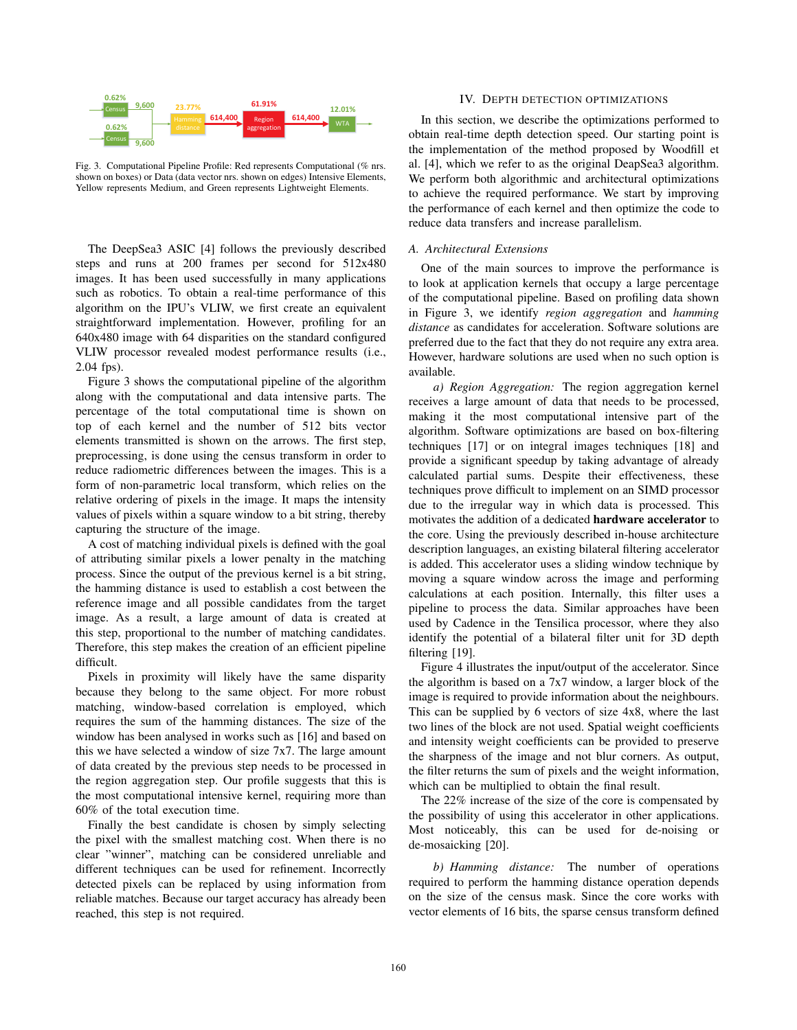0.62%
Census
9,600
0.62%
Census
9,600
23.77%
Hamming distance
614,400
61.91%
Region aggregation
614,400
12.01%
WTA

Fig. 3. Computational Pipeline Profile: Red represents Computational (% nrs. shown on boxes) or Data (data vector nrs. shown on edges) Intensive Elements, Yellow represents Medium, and Green represents Lightweight Elements.

The DeepSea3 ASIC [4] follows the previously described steps and runs at 200 frames per second for 512x480 images. It has been used successfully in many applications such as robotics. To obtain a real-time performance of this algorithm on the IPU's VLIW, we first create an equivalent straightforward implementation. However, profiling for an 640x480 image with 64 disparities on the standard configured VLIW processor revealed modest performance results (i.e., 2.04 fps).

Figure 3 shows the computational pipeline of the algorithm along with the computational and data intensive parts. The percentage of the total computational time is shown on top of each kernel and the number of 512 bits vector elements transmitted is shown on the arrows. The first step, preprocessing, is done using the census transform in order to reduce radiometric differences between the images. This is a form of non-parametric local transform, which relies on the relative ordering of pixels in the image. It maps the intensity values of pixels within a square window to a bit string, thereby capturing the structure of the image.

A cost of matching individual pixels is defined with the goal of attributing similar pixels a lower penalty in the matching process. Since the output of the previous kernel is a bit string, the hamming distance is used to establish a cost between the reference image and all possible candidates from the target image. As a result, a large amount of data is created at this step, proportional to the number of matching candidates. Therefore, this step makes the creation of an efficient pipeline difficult.

Pixels in proximity will likely have the same disparity because they belong to the same object. For more robust matching, window-based correlation is employed, which requires the sum of the hamming distances. The size of the window has been analysed in works such as [16] and based on this we have selected a window of size 7x7. The large amount of data created by the previous step needs to be processed in the region aggregation step. Our profile suggests that this is the most computational intensive kernel, requiring more than 60% of the total execution time.

Finally the best candidate is chosen by simply selecting the pixel with the smallest matching cost. When there is no clear "winner", matching can be considered unreliable and different techniques can be used for refinement. Incorrectly detected pixels can be replaced by using information from reliable matches. Because our target accuracy has already been reached, this step is not required.

## IV. Depth Detection Optimizations

In this section, we describe the optimizations performed to obtain real-time depth detection speed. Our starting point is the implementation of the method proposed by Woodfill et al. [4], which we refer to as the original DeapSea3 algorithm. We perform both algorithmic and architectural optimizations to achieve the required performance. We start by improving the performance of each kernel and then optimize the code to reduce data transfers and increase parallelism.

### A. Architectural Extensions

One of the main sources to improve the performance is to look at application kernels that occupy a large percentage of the computational pipeline. Based on profiling data shown in Figure 3, we identify *region aggregation* and *hamming distance* as candidates for acceleration. Software solutions are preferred due to the fact that they do not require any extra area. However, hardware solutions are used when no such option is available.

*a) Region Aggregation:* The region aggregation kernel receives a large amount of data that needs to be processed, making it the most computational intensive part of the algorithm. Software optimizations are based on box-filtering techniques [17] or on integral images techniques [18] and provide a significant speedup by taking advantage of already calculated partial sums. Despite their effectiveness, these techniques prove difficult to implement on an SIMD processor due to the irregular way in which data is processed. This motivates the addition of a dedicated **hardware accelerator** to the core. Using the previously described in-house architecture description languages, an existing bilateral filtering accelerator is added. This accelerator uses a sliding window technique by moving a square window across the image and performing calculations at each position. Internally, this filter uses a pipeline to process the data. Similar approaches have been used by Cadence in the Tensilica processor, where they also identify the potential of a bilateral filter unit for 3D depth filtering [19].

Figure 4 illustrates the input/output of the accelerator. Since the algorithm is based on a 7x7 window, a larger block of the image is required to provide information about the neighbours. This can be supplied by 6 vectors of size 4x8, where the last two lines of the block are not used. Spatial weight coefficients and intensity weight coefficients can be provided to preserve the sharpness of the image and not blur corners. As output, the filter returns the sum of pixels and the weight information, which can be multiplied to obtain the final result.

The 22% increase of the size of the core is compensated by the possibility of using this accelerator in other applications. Most noticeably, this can be used for de-noising or de-mosaicking [20].

*b) Hamming distance:* The number of operations required to perform the hamming distance operation depends on the size of the census mask. Since the core works with vector elements of 16 bits, the sparse census transform defined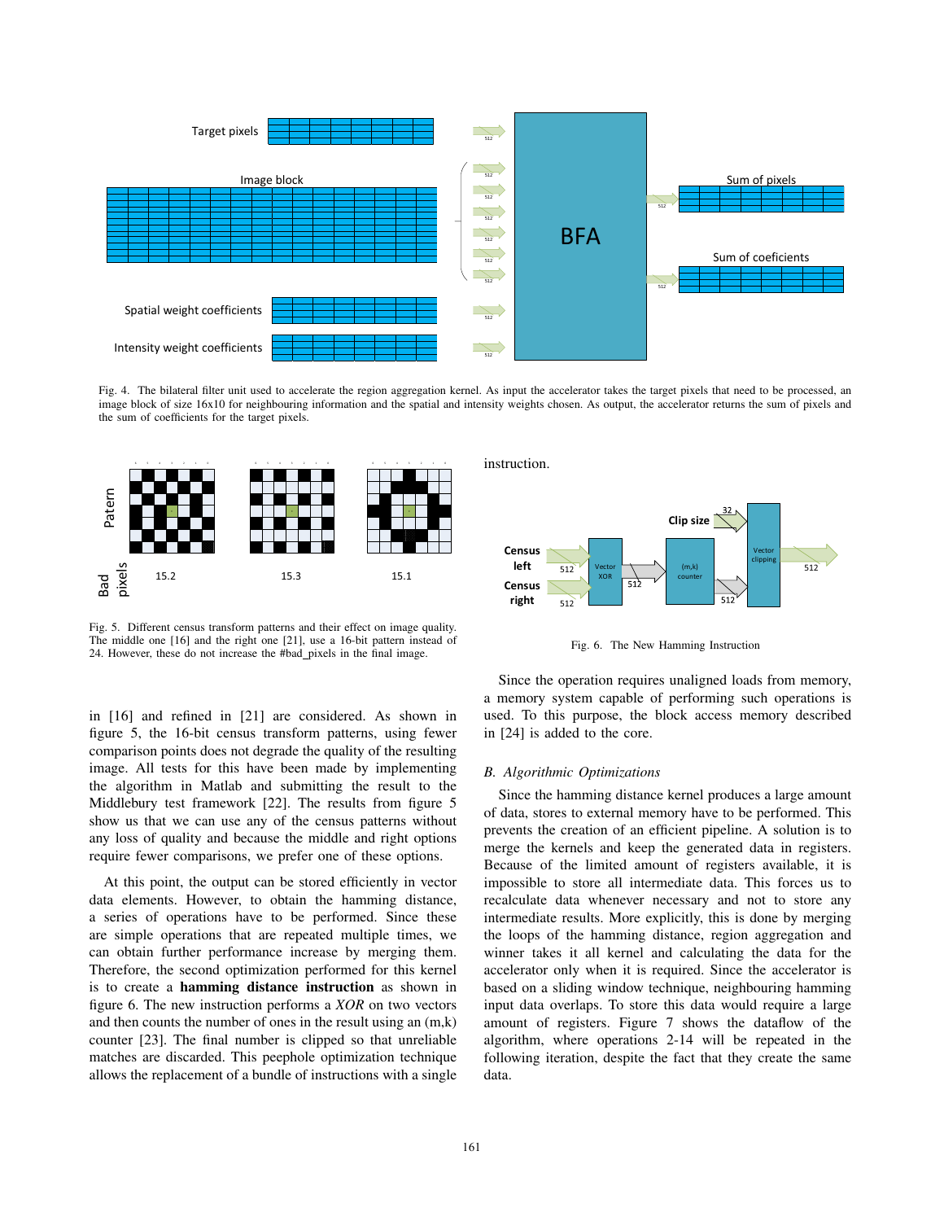Fig. 4. The bilateral filter unit used to accelerate the region aggregation kernel. As input the accelerator takes the target pixels that need to be processed, an image block of size 16x10 for neighbouring information and the spatial and intensity weights chosen. As output, the accelerator returns the sum of pixels and the sum of coefficients for the target pixels.

Fig. 5. Different census transform patterns and their effect on image quality. The middle one [16] and the right one [21], use a 16-bit pattern instead of 24. However, these do not increase the #bad_pixels in the final image.

in [16] and refined in [21] are considered. As shown in figure 5, the 16-bit census transform patterns, using fewer comparison points does not degrade the quality of the resulting image. All tests for this have been made by implementing the algorithm in Matlab and submitting the result to the Middlebury test framework [22]. The results from figure 5 show us that we can use any of the census patterns without any loss of quality and because the middle and right options require fewer comparisons, we prefer one of these options.

At this point, the output can be stored efficiently in vector data elements. However, to obtain the hamming distance, a series of operations have to be performed. Since these are simple operations that are repeated multiple times, we can obtain further performance increase by merging them. Therefore, the second optimization performed for this kernel is to create a **hamming distance instruction** as shown in figure 6. The new instruction performs a *XOR* on two vectors and then counts the number of ones in the result using an (m,k) counter [23]. The final number is clipped so that unreliable matches are discarded. This peephole optimization technique allows the replacement of a bundle of instructions with a single instruction.

Fig. 6. The New Hamming Instruction

Since the operation requires unaligned loads from memory, a memory system capable of performing such operations is used. To this purpose, the block access memory described in [24] is added to the core.

### B. Algorithmic Optimizations

Since the hamming distance kernel produces a large amount of data, stores to external memory have to be performed. This prevents the creation of an efficient pipeline. A solution is to merge the kernels and keep the generated data in registers. Because of the limited amount of registers available, it is impossible to store all intermediate data. This forces us to recalculate data whenever necessary and not to store any intermediate results. More explicitly, this is done by merging the loops of the hamming distance, region aggregation and winner takes it all kernel and calculating the data for the accelerator only when it is required. Since the accelerator is based on a sliding window technique, neighbouring hamming input data overlaps. To store this data would require a large amount of registers. Figure 7 shows the dataflow of the algorithm, where operations 2-14 will be repeated in the following iteration, despite the fact that they create the same data.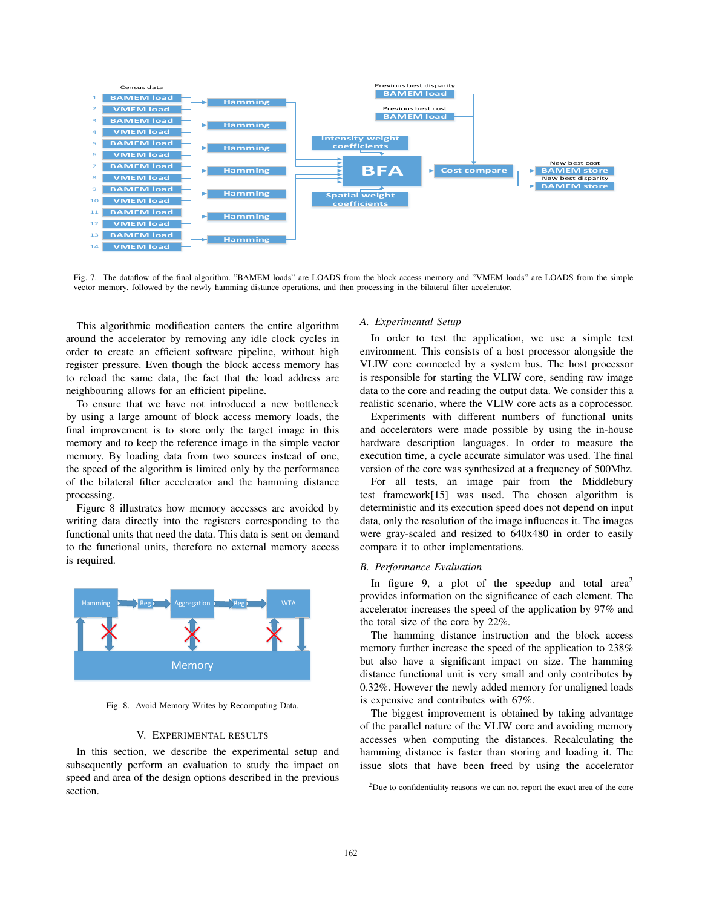Census data

1 BAMEM load
2 VMEM load
3 BAMEM load
4 VMEM load
5 BAMEM load
6 VMEM load
7 BAMEM load
8 VMEM load
9 BAMEM load
10 VMEM load
11 BAMEM load
12 VMEM load
13 BAMEM load
14 VMEM load

Hamming
Hamming
Hamming
Hamming
Hamming
Hamming
Hamming

Previous best disparity
BAMEM load
Previous best cost
BAMEM load

Intensity weight coefficients
BFA
Spatial weight coefficients

Cost compare

New best cost
BAMEM store
New best disparity
BAMEM store

Fig. 7. The dataflow of the final algorithm. "BAMEM loads" are LOADS from the block access memory and "VMEM loads" are LOADS from the simple vector memory, followed by the newly hamming distance operations, and then processing in the bilateral filter accelerator.

This algorithmic modification centers the entire algorithm around the accelerator by removing any idle clock cycles in order to create an efficient software pipeline, without high register pressure. Even though the block access memory has to reload the same data, the fact that the load address are neighbouring allows for an efficient pipeline.

To ensure that we have not introduced a new bottleneck by using a large amount of block access memory loads, the final improvement is to store only the target image in this memory and to keep the reference image in the simple vector memory. By loading data from two sources instead of one, the speed of the algorithm is limited only by the performance of the bilateral filter accelerator and the hamming distance processing.

Figure 8 illustrates how memory accesses are avoided by writing data directly into the registers corresponding to the functional units that need the data. This data is sent on demand to the functional units, therefore no external memory access is required.

Hamming
Reg
Aggregation
Reg
WTA
Memory

Fig. 8. Avoid Memory Writes by Recomputing Data.

## V. Experimental Results

In this section, we describe the experimental setup and subsequently perform an evaluation to study the impact on speed and area of the design options described in the previous section.

### A. Experimental Setup

In order to test the application, we use a simple test environment. This consists of a host processor alongside the VLIW core connected by a system bus. The host processor is responsible for starting the VLIW core, sending raw image data to the core and reading the output data. We consider this a realistic scenario, where the VLIW core acts as a coprocessor.

Experiments with different numbers of functional units and accelerators were made possible by using the in-house hardware description languages. In order to measure the execution time, a cycle accurate simulator was used. The final version of the core was synthesized at a frequency of 500Mhz.

For all tests, an image pair from the Middlebury test framework[15] was used. The chosen algorithm is deterministic and its execution speed does not depend on input data, only the resolution of the image influences it. The images were gray-scaled and resized to 640x480 in order to easily compare it to other implementations.

### B. Performance Evaluation

In figure 9, a plot of the speedup and total area[2] provides information on the significance of each element. The accelerator increases the speed of the application by 97% and the total size of the core by 22%.

The hamming distance instruction and the block access memory further increase the speed of the application to 238% but also have a significant impact on size. The hamming distance functional unit is very small and only contributes by 0.32%. However the newly added memory for unaligned loads is expensive and contributes with 67%.

The biggest improvement is obtained by taking advantage of the parallel nature of the VLIW core and avoiding memory accesses when computing the distances. Recalculating the hamming distance is faster than storing and loading it. The issue slots that have been freed by using the accelerator

[2] Due to confidentiality reasons we can not report the exact area of the core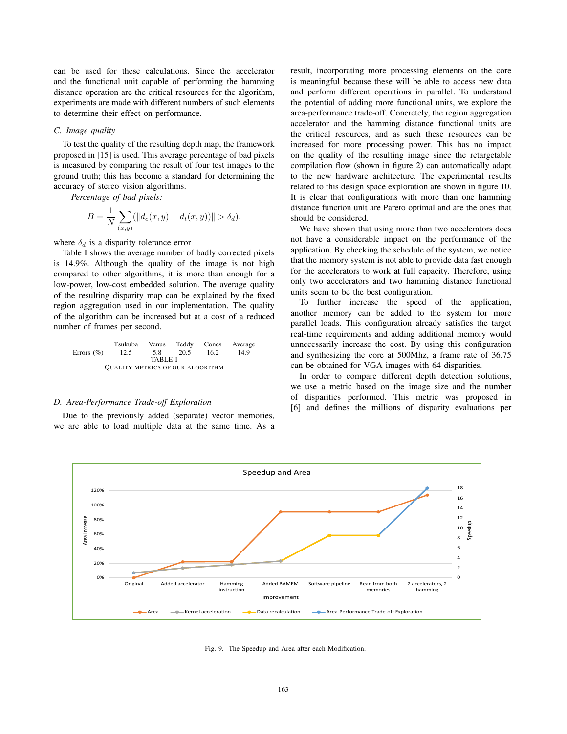can be used for these calculations. Since the accelerator and the functional unit capable of performing the hamming distance operation are the critical resources for the algorithm, experiments are made with different numbers of such elements to determine their effect on performance.

### C. Image quality

To test the quality of the resulting depth map, the framework proposed in [15] is used. This average percentage of bad pixels is measured by comparing the result of four test images to the ground truth; this has become a standard for determining the accuracy of stereo vision algorithms.

*Percentage of bad pixels:*

$$B = \frac{1}{N} \sum_{(x,y)} (\| d_c(x,y) - d_t(x,y) \| > \delta_d),$$

where $\delta_d$ is a disparity tolerance error

Table I shows the average number of badly corrected pixels is 14.9%. Although the quality of the image is not high compared to other algorithms, it is more than enough for a low-power, low-cost embedded solution. The average quality of the resulting disparity map can be explained by the fixed region aggregation used in our implementation. The quality of the algorithm can be increased but at a cost of a reduced number of frames per second.

| | Tsukuba | Venus | Teddy | Cones | Average |
|---|---|---|---|---|---|
| Errors (%) | 12.5 | 5.8 | 20.5 | 16.2 | 14.9 |

TABLE I
QUALITY METRICS OF OUR ALGORITHM

### D. Area-Performance Trade-off Exploration

Due to the previously added (separate) vector memories, we are able to load multiple data at the same time. As a result, incorporating more processing elements on the core is meaningful because these will be able to access new data and perform different operations in parallel. To understand the potential of adding more functional units, we explore the area-performance trade-off. Concretely, the region aggregation accelerator and the hamming distance functional units are the critical resources, and as such these resources can be increased for more processing power. This has no impact on the quality of the resulting image since the retargetable compilation flow (shown in figure 2) can automatically adapt to the new hardware architecture. The experimental results related to this design space exploration are shown in figure 10. It is clear that configurations with more than one hamming distance function unit are Pareto optimal and are the ones that should be considered.

We have shown that using more than two accelerators does not have a considerable impact on the performance of the application. By checking the schedule of the system, we notice that the memory system is not able to provide data fast enough for the accelerators to work at full capacity. Therefore, using only two accelerators and two hamming distance functional units seem to be the best configuration.

To further increase the speed of the application, another memory can be added to the system for more parallel loads. This configuration already satisfies the target real-time requirements and adding additional memory would unnecessarily increase the cost. By using this configuration and synthesizing the core at 500Mhz, a frame rate of 36.75 can be obtained for VGA images with 64 disparities.

In order to compare different depth detection solutions, we use a metric based on the image size and the number of disparities performed. This metric was proposed in [6] and defines the millions of disparity evaluations per

Fig. 9. The Speedup and Area after each Modification.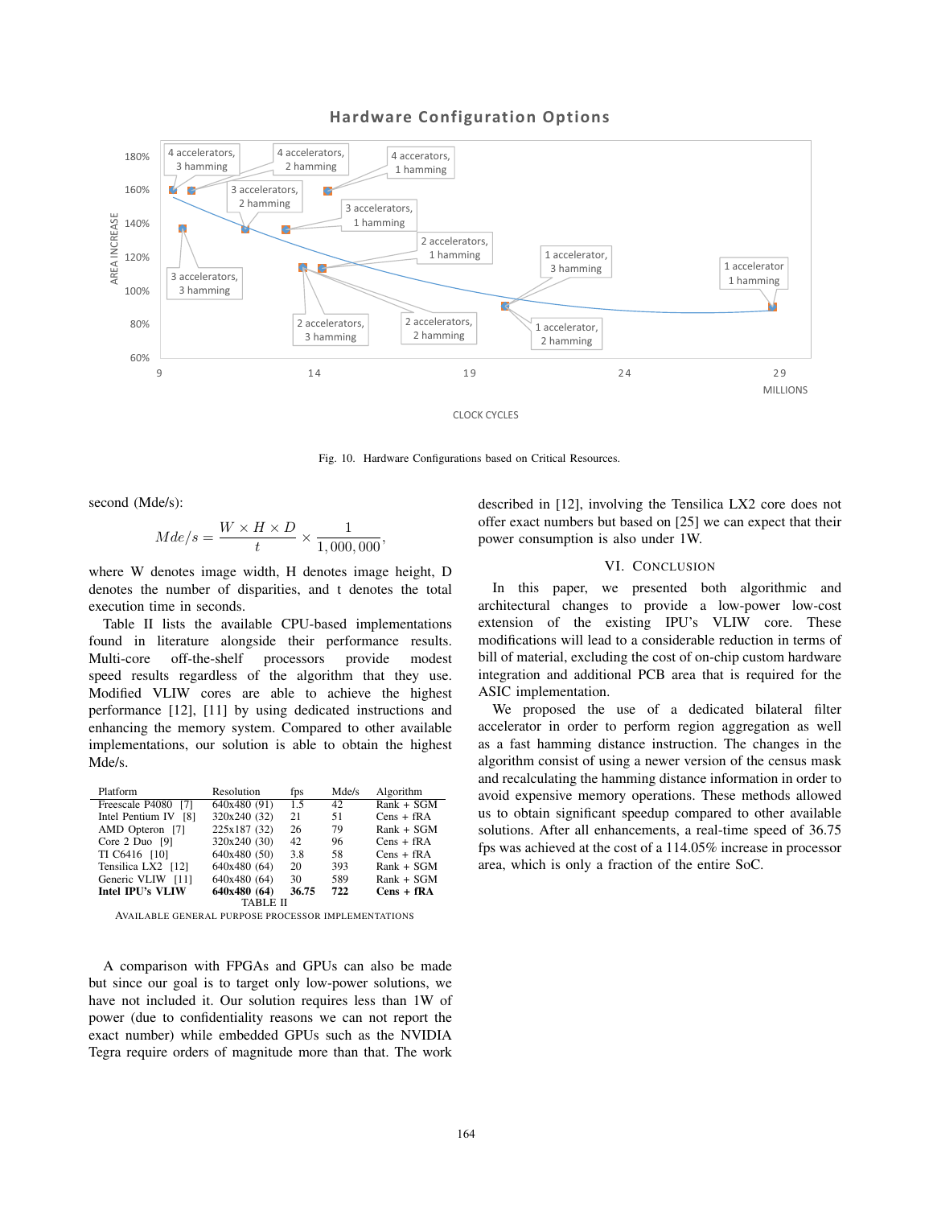Fig. 10. Hardware Configurations based on Critical Resources.

second (Mde/s):

$$Mde/s = \frac{W \times H \times D}{t} \times \frac{1}{1,000,000},$$

where W denotes image width, H denotes image height, D denotes the number of disparities, and t denotes the total execution time in seconds.

Table II lists the available CPU-based implementations found in literature alongside their performance results. Multi-core off-the-shelf processors provide modest speed results regardless of the algorithm that they use. Modified VLIW cores are able to achieve the highest performance [12], [11] by using dedicated instructions and enhancing the memory system. Compared to other available implementations, our solution is able to obtain the highest Mde/s.

| Platform | Resolution | fps | Mde/s | Algorithm |
|---|---|---|---|---|
| Freescale P4080 [7] | 640x480 (91) | 1.5 | 42 | Rank + SGM |
| Intel Pentium IV [8] | 320x240 (32) | 21 | 51 | Cens + fRA |
| AMD Opteron [7] | 225x187 (32) | 26 | 79 | Rank + SGM |
| Core 2 Duo [9] | 320x240 (30) | 42 | 96 | Cens + fRA |
| TI C6416 [10] | 640x480 (50) | 3.8 | 58 | Cens + fRA |
| Tensilica LX2 [12] | 640x480 (64) | 20 | 393 | Rank + SGM |
| Generic VLIW [11] | 640x480 (64) | 30 | 589 | Rank + SGM |
| **Intel IPU's VLIW** | **640x480 (64)** | **36.75** | **722** | **Cens + fRA** |

TABLE II
AVAILABLE GENERAL PURPOSE PROCESSOR IMPLEMENTATIONS

A comparison with FPGAs and GPUs can also be made but since our goal is to target only low-power solutions, we have not included it. Our solution requires less than 1W of power (due to confidentiality reasons we can not report the exact number) while embedded GPUs such as the NVIDIA Tegra require orders of magnitude more than that. The work described in [12], involving the Tensilica LX2 core does not offer exact numbers but based on [25] we can expect that their power consumption is also under 1W.

## VI. Conclusion

In this paper, we presented both algorithmic and architectural changes to provide a low-power low-cost extension of the existing IPU's VLIW core. These modifications will lead to a considerable reduction in terms of bill of material, excluding the cost of on-chip custom hardware integration and additional PCB area that is required for the ASIC implementation.

We proposed the use of a dedicated bilateral filter accelerator in order to perform region aggregation as well as a fast hamming distance instruction. The changes in the algorithm consist of using a newer version of the census mask and recalculating the hamming distance information in order to avoid expensive memory operations. These methods allowed us to obtain significant speedup compared to other available solutions. After all enhancements, a real-time speed of 36.75 fps was achieved at the cost of a 114.05% increase in processor area, which is only a fraction of the entire SoC.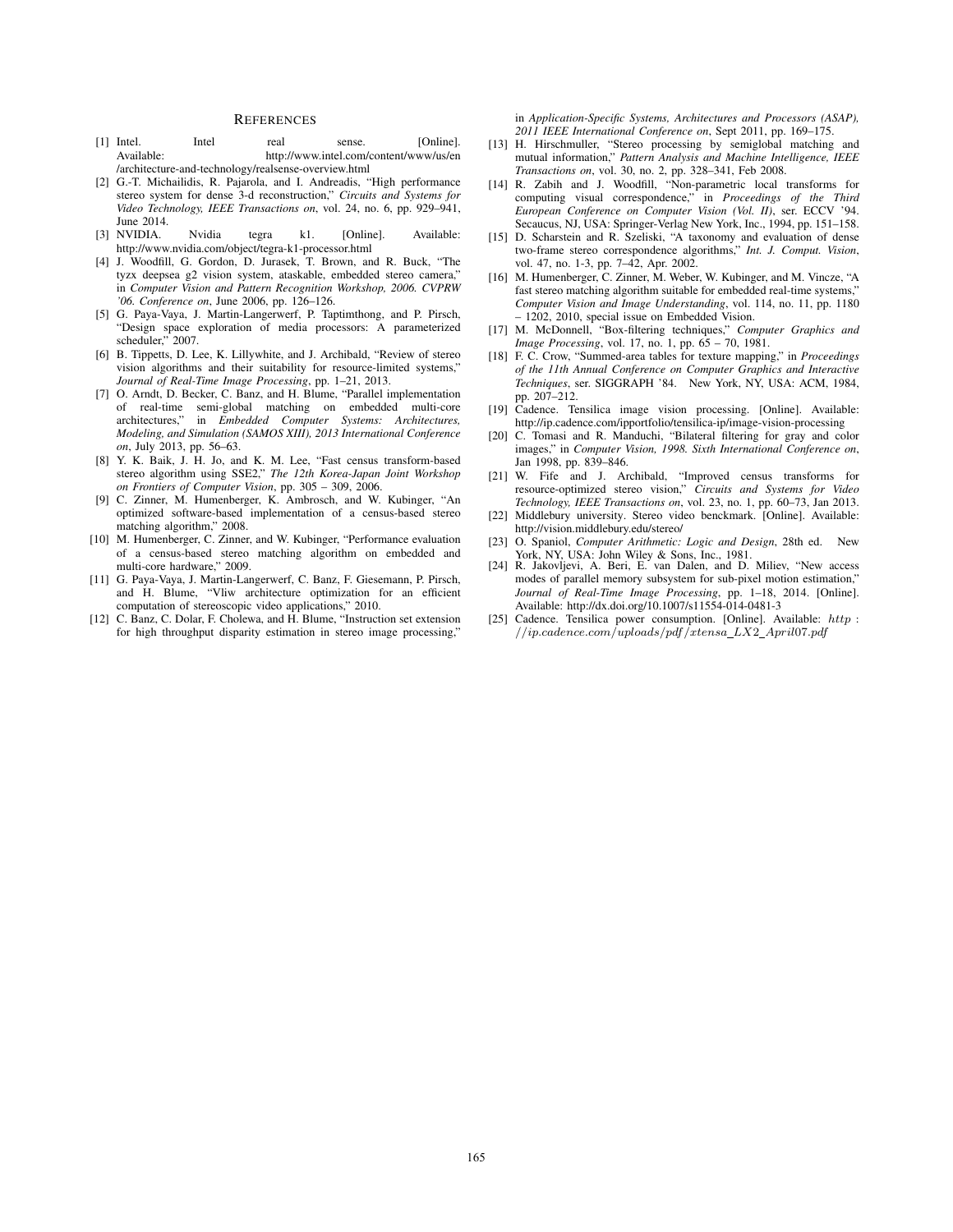# References

[1] Intel. Intel real sense. [Online]. Available: http://www.intel.com/content/www/us/en/architecture-and-technology/realsense-overview.html

[2] G.-T. Michailidis, R. Pajarola, and I. Andreadis, "High performance stereo system for dense 3-d reconstruction," *Circuits and Systems for Video Technology, IEEE Transactions on*, vol. 24, no. 6, pp. 929–941, June 2014.

[3] NVIDIA. Nvidia tegra k1. [Online]. Available: http://www.nvidia.com/object/tegra-k1-processor.html

[4] J. Woodfill, G. Gordon, D. Jurasek, T. Brown, and R. Buck, "The tyzx deepsea g2 vision system, ataskable, embedded stereo camera," in *Computer Vision and Pattern Recognition Workshop, 2006. CVPRW '06. Conference on*, June 2006, pp. 126–126.

[5] G. Paya-Vaya, J. Martin-Langerwerf, P. Taptimthong, and P. Pirsch, "Design space exploration of media processors: A parameterized scheduler," 2007.

[6] B. Tippetts, D. Lee, K. Lillywhite, and J. Archibald, "Review of stereo vision algorithms and their suitability for resource-limited systems," *Journal of Real-Time Image Processing*, pp. 1–21, 2013.

[7] O. Arndt, D. Becker, C. Banz, and H. Blume, "Parallel implementation of real-time semi-global matching on embedded multi-core architectures," in *Embedded Computer Systems: Architectures, Modeling, and Simulation (SAMOS XIII), 2013 International Conference on*, July 2013, pp. 56–63.

[8] Y. K. Baik, J. H. Jo, and K. M. Lee, "Fast census transform-based stereo algorithm using SSE2," *The 12th Korea-Japan Joint Workshop on Frontiers of Computer Vision*, pp. 305 – 309, 2006.

[9] C. Zinner, M. Humenberger, K. Ambrosch, and W. Kubinger, "An optimized software-based implementation of a census-based stereo matching algorithm," 2008.

[10] M. Humenberger, C. Zinner, and W. Kubinger, "Performance evaluation of a census-based stereo matching algorithm on embedded and multi-core hardware," 2009.

[11] G. Paya-Vaya, J. Martin-Langerwerf, C. Banz, F. Giesemann, P. Pirsch, and H. Blume, "Vliw architecture optimization for an efficient computation of stereoscopic video applications," 2010.

[12] C. Banz, C. Dolar, F. Cholewa, and H. Blume, "Instruction set extension for high throughput disparity estimation in stereo image processing," in *Application-Specific Systems, Architectures and Processors (ASAP), 2011 IEEE International Conference on*, Sept 2011, pp. 169–175.

[13] H. Hirschmuller, "Stereo processing by semiglobal matching and mutual information," *Pattern Analysis and Machine Intelligence, IEEE Transactions on*, vol. 30, no. 2, pp. 328–341, Feb 2008.

[14] R. Zabih and J. Woodfill, "Non-parametric local transforms for computing visual correspondence," in *Proceedings of the Third European Conference on Computer Vision (Vol. II)*, ser. ECCV '94. Secaucus, NJ, USA: Springer-Verlag New York, Inc., 1994, pp. 151–158.

[15] D. Scharstein and R. Szeliski, "A taxonomy and evaluation of dense two-frame stereo correspondence algorithms," *Int. J. Comput. Vision*, vol. 47, no. 1-3, pp. 7–42, Apr. 2002.

[16] M. Humenberger, C. Zinner, M. Weber, W. Kubinger, and M. Vincze, "A fast stereo matching algorithm suitable for embedded real-time systems," *Computer Vision and Image Understanding*, vol. 114, no. 11, pp. 1180 – 1202, 2010, special issue on Embedded Vision.

[17] M. McDonnell, "Box-filtering techniques," *Computer Graphics and Image Processing*, vol. 17, no. 1, pp. 65 – 70, 1981.

[18] F. C. Crow, "Summed-area tables for texture mapping," in *Proceedings of the 11th Annual Conference on Computer Graphics and Interactive Techniques*, ser. SIGGRAPH '84. New York, NY, USA: ACM, 1984, pp. 207–212.

[19] Cadence. Tensilica image vision processing. [Online]. Available: http://ip.cadence.com/ipportfolio/tensilica-ip/image-vision-processing

[20] C. Tomasi and R. Manduchi, "Bilateral filtering for gray and color images," in *Computer Vision, 1998. Sixth International Conference on*, Jan 1998, pp. 839–846.

[21] W. Fife and J. Archibald, "Improved census transforms for resource-optimized stereo vision," *Circuits and Systems for Video Technology, IEEE Transactions on*, vol. 23, no. 1, pp. 60–73, Jan 2013.

[22] Middlebury university. Stereo video benckmark. [Online]. Available: http://vision.middlebury.edu/stereo/

[23] O. Spaniol, *Computer Arithmetic: Logic and Design*, 28th ed. New York, NY, USA: John Wiley & Sons, Inc., 1981.

[24] R. Jakovljevi, A. Beri, E. van Dalen, and D. Miliev, "New access modes of parallel memory subsystem for sub-pixel motion estimation," *Journal of Real-Time Image Processing*, pp. 1–18, 2014. [Online]. Available: http://dx.doi.org/10.1007/s11554-014-0481-3

[25] Cadence. Tensilica power consumption. [Online]. Available: $http://ip.cadence.com/uploads/pdf/xtensa\_LX2\_April07.pdf$